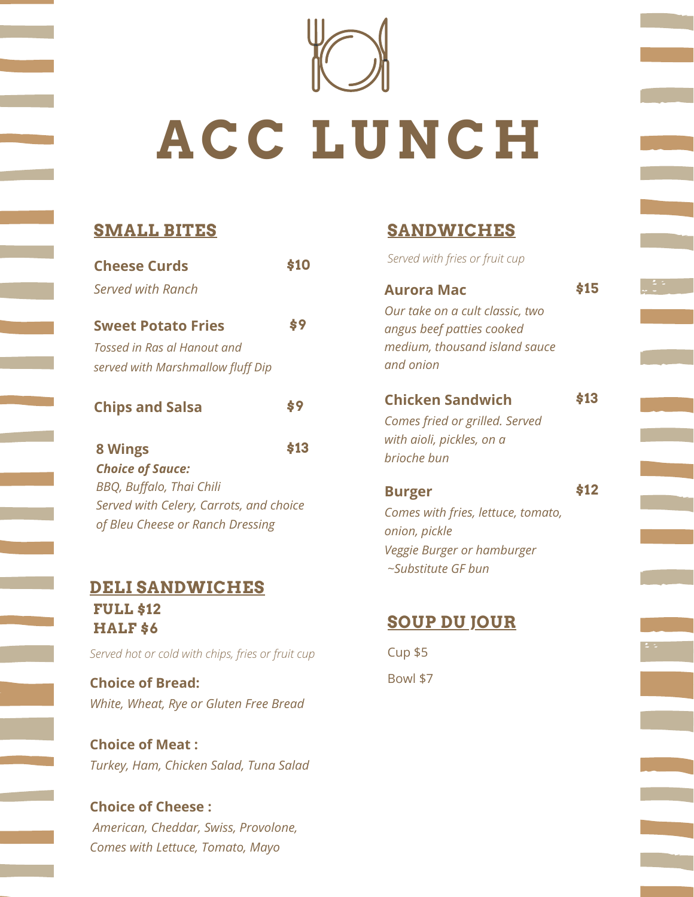# ACC LUNCH

## SMALL BITES

**Cheese Curds** **$10**
*Served with Ranch*

**Sweet Potato Fries** **$9**
*Tossed in Ras al Hanout and served with Marshmallow fluff Dip*

**Chips and Salsa** **$9**

**8 Wings** **$13**
***Choice of Sauce:***
*BBQ, Buffalo, Thai Chili*
*Served with Celery, Carrots, and choice of Bleu Cheese or Ranch Dressing*

## DELI SANDWICHES

**FULL $12**
**HALF $6**

*Served hot or cold with chips, fries or fruit cup*

**Choice of Bread:**
*White, Wheat, Rye or Gluten Free Bread*

**Choice of Meat :**
*Turkey, Ham, Chicken Salad, Tuna Salad*

**Choice of Cheese :**
*American, Cheddar, Swiss, Provolone,*
*Comes with Lettuce, Tomato, Mayo*

## SANDWICHES

*Served with fries or fruit cup*

**Aurora Mac** **$15**
*Our take on a cult classic, two angus beef patties cooked medium, thousand island sauce and onion*

**Chicken Sandwich** **$13**
*Comes fried or grilled. Served with aioli, pickles, on a brioche bun*

**Burger** **$12**
*Comes with fries, lettuce, tomato, onion, pickle*
*Veggie Burger or hamburger*
*~Substitute GF bun*

## SOUP DU JOUR

Cup $5

Bowl $7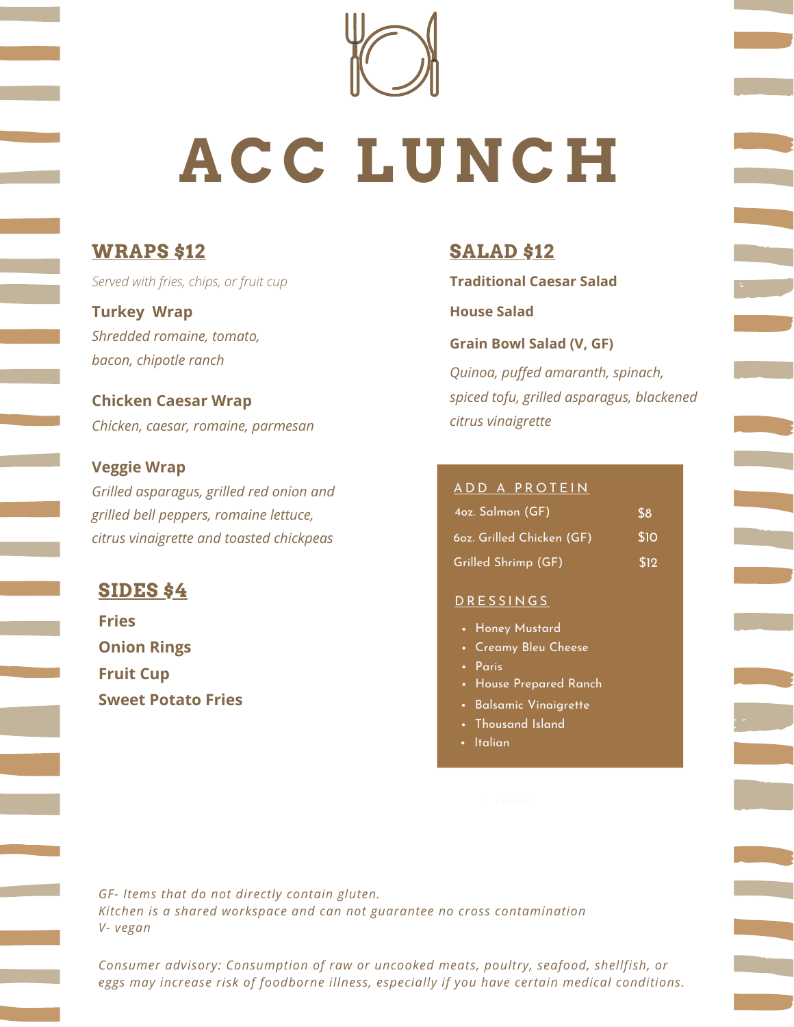# ACC LUNCH

## WRAPS $12

*Served with fries, chips, or fruit cup*

**Turkey Wrap**
*Shredded romaine, tomato, bacon, chipotle ranch*

**Chicken Caesar Wrap**
*Chicken, caesar, romaine, parmesan*

**Veggie Wrap**
*Grilled asparagus, grilled red onion and grilled bell peppers, romaine lettuce, citrus vinaigrette and toasted chickpeas*

## SIDES $4

**Fries**
**Onion Rings**
**Fruit Cup**
**Sweet Potato Fries**

## SALAD $12

**Traditional Caesar Salad**

**House Salad**

**Grain Bowl Salad (V, GF)**
*Quinoa, puffed amaranth, spinach, spiced tofu, grilled asparagus, blackened citrus vinaigrette*

### ADD A PROTEIN

| | |
|---|---|
| 4oz. Salmon (GF) | $8 |
| 6oz. Grilled Chicken (GF) | $10 |
| Grilled Shrimp (GF) | $12 |

### DRESSINGS

- Honey Mustard
- Creamy Bleu Cheese
- Paris
- House Prepared Ranch
- Balsamic Vinaigrette
- Thousand Island
- Italian

*GF- Items that do not directly contain gluten.*
*Kitchen is a shared workspace and can not guarantee no cross contamination*
*V- vegan*

*Consumer advisory: Consumption of raw or uncooked meats, poultry, seafood, shellfish, or eggs may increase risk of foodborne illness, especially if you have certain medical conditions.*